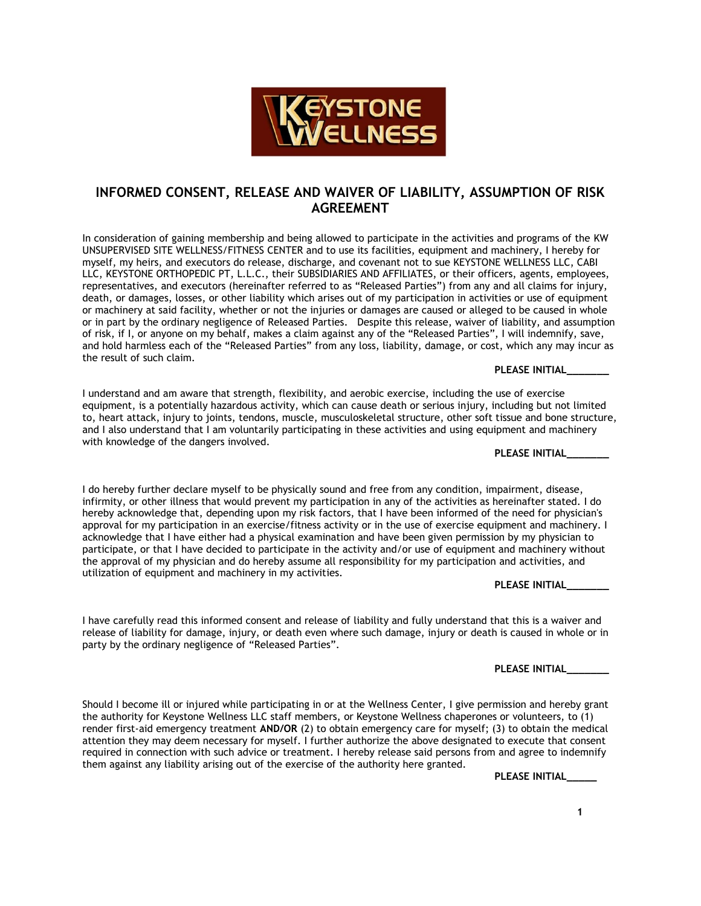KEYSTONE WELLNESS

# INFORMED CONSENT, RELEASE AND WAIVER OF LIABILITY, ASSUMPTION OF RISK AGREEMENT

In consideration of gaining membership and being allowed to participate in the activities and programs of the KW UNSUPERVISED SITE WELLNESS/FITNESS CENTER and to use its facilities, equipment and machinery, I hereby for myself, my heirs, and executors do release, discharge, and covenant not to sue KEYSTONE WELLNESS LLC, CABI LLC, KEYSTONE ORTHOPEDIC PT, L.L.C., their SUBSIDIARIES AND AFFILIATES, or their officers, agents, employees, representatives, and executors (hereinafter referred to as "Released Parties") from any and all claims for injury, death, or damages, losses, or other liability which arises out of my participation in activities or use of equipment or machinery at said facility, whether or not the injuries or damages are caused or alleged to be caused in whole or in part by the ordinary negligence of Released Parties. Despite this release, waiver of liability, and assumption of risk, if I, or anyone on my behalf, makes a claim against any of the "Released Parties", I will indemnify, save, and hold harmless each of the "Released Parties" from any loss, liability, damage, or cost, which any may incur as the result of such claim.

**PLEASE INITIAL_______**

I understand and am aware that strength, flexibility, and aerobic exercise, including the use of exercise equipment, is a potentially hazardous activity, which can cause death or serious injury, including but not limited to, heart attack, injury to joints, tendons, muscle, musculoskeletal structure, other soft tissue and bone structure, and I also understand that I am voluntarily participating in these activities and using equipment and machinery with knowledge of the dangers involved.

**PLEASE INITIAL_______**

I do hereby further declare myself to be physically sound and free from any condition, impairment, disease, infirmity, or other illness that would prevent my participation in any of the activities as hereinafter stated. I do hereby acknowledge that, depending upon my risk factors, that I have been informed of the need for physician's approval for my participation in an exercise/fitness activity or in the use of exercise equipment and machinery. I acknowledge that I have either had a physical examination and have been given permission by my physician to participate, or that I have decided to participate in the activity and/or use of equipment and machinery without the approval of my physician and do hereby assume all responsibility for my participation and activities, and utilization of equipment and machinery in my activities.

**PLEASE INITIAL_______**

I have carefully read this informed consent and release of liability and fully understand that this is a waiver and release of liability for damage, injury, or death even where such damage, injury or death is caused in whole or in party by the ordinary negligence of "Released Parties".

**PLEASE INITIAL_______**

Should I become ill or injured while participating in or at the Wellness Center, I give permission and hereby grant the authority for Keystone Wellness LLC staff members, or Keystone Wellness chaperones or volunteers, to (1) render first-aid emergency treatment **AND/OR** (2) to obtain emergency care for myself; (3) to obtain the medical attention they may deem necessary for myself. I further authorize the above designated to execute that consent required in connection with such advice or treatment. I hereby release said persons from and agree to indemnify them against any liability arising out of the exercise of the authority here granted.

**PLEASE INITIAL_____**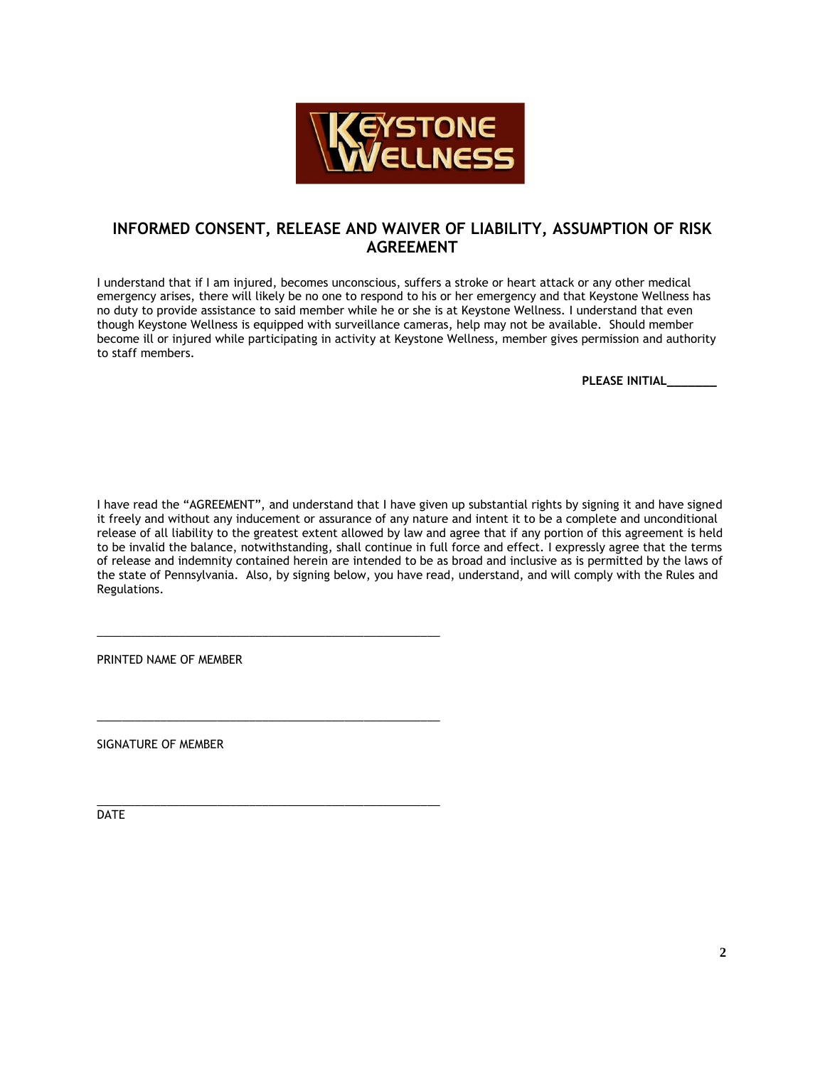# INFORMED CONSENT, RELEASE AND WAIVER OF LIABILITY, ASSUMPTION OF RISK AGREEMENT

I understand that if I am injured, becomes unconscious, suffers a stroke or heart attack or any other medical emergency arises, there will likely be no one to respond to his or her emergency and that Keystone Wellness has no duty to provide assistance to said member while he or she is at Keystone Wellness. I understand that even though Keystone Wellness is equipped with surveillance cameras, help may not be available. Should member become ill or injured while participating in activity at Keystone Wellness, member gives permission and authority to staff members.

**PLEASE INITIAL_______**

I have read the "AGREEMENT", and understand that I have given up substantial rights by signing it and have signed it freely and without any inducement or assurance of any nature and intent it to be a complete and unconditional release of all liability to the greatest extent allowed by law and agree that if any portion of this agreement is held to be invalid the balance, notwithstanding, shall continue in full force and effect. I expressly agree that the terms of release and indemnity contained herein are intended to be as broad and inclusive as is permitted by the laws of the state of Pennsylvania. Also, by signing below, you have read, understand, and will comply with the Rules and Regulations.

_______________________________________________

PRINTED NAME OF MEMBER

_______________________________________________

SIGNATURE OF MEMBER

_______________________________________________

DATE